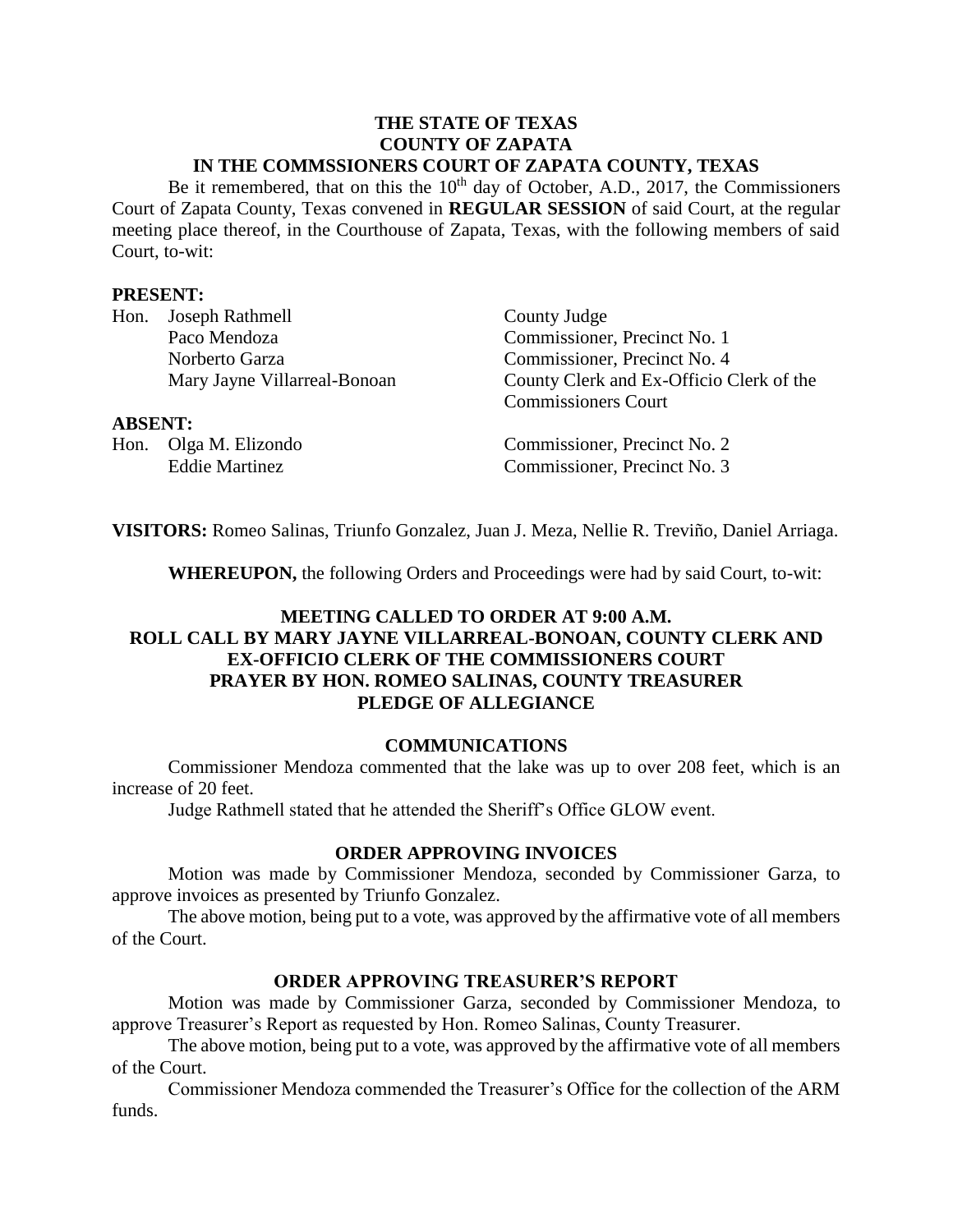**THE STATE OF TEXAS**
**COUNTY OF ZAPATA**
**IN THE COMMSSIONERS COURT OF ZAPATA COUNTY, TEXAS**

Be it remembered, that on this the 10th day of October, A.D., 2017, the Commissioners Court of Zapata County, Texas convened in **REGULAR SESSION** of said Court, at the regular meeting place thereof, in the Courthouse of Zapata, Texas, with the following members of said Court, to-wit:

**PRESENT:**

| | |
|---|---|
| Hon. Joseph Rathmell | County Judge |
| Paco Mendoza | Commissioner, Precinct No. 1 |
| Norberto Garza | Commissioner, Precinct No. 4 |
| Mary Jayne Villarreal-Bonoan | County Clerk and Ex-Officio Clerk of the Commissioners Court |

**ABSENT:**

| | |
|---|---|
| Hon. Olga M. Elizondo | Commissioner, Precinct No. 2 |
| Eddie Martinez | Commissioner, Precinct No. 3 |

**VISITORS:** Romeo Salinas, Triunfo Gonzalez, Juan J. Meza, Nellie R. Treviño, Daniel Arriaga.

**WHEREUPON,** the following Orders and Proceedings were had by said Court, to-wit:

**MEETING CALLED TO ORDER AT 9:00 A.M.**
**ROLL CALL BY MARY JAYNE VILLARREAL-BONOAN, COUNTY CLERK AND EX-OFFICIO CLERK OF THE COMMISSIONERS COURT**
**PRAYER BY HON. ROMEO SALINAS, COUNTY TREASURER**
**PLEDGE OF ALLEGIANCE**

**COMMUNICATIONS**

Commissioner Mendoza commented that the lake was up to over 208 feet, which is an increase of 20 feet.

Judge Rathmell stated that he attended the Sheriff's Office GLOW event.

**ORDER APPROVING INVOICES**

Motion was made by Commissioner Mendoza, seconded by Commissioner Garza, to approve invoices as presented by Triunfo Gonzalez.

The above motion, being put to a vote, was approved by the affirmative vote of all members of the Court.

**ORDER APPROVING TREASURER'S REPORT**

Motion was made by Commissioner Garza, seconded by Commissioner Mendoza, to approve Treasurer's Report as requested by Hon. Romeo Salinas, County Treasurer.

The above motion, being put to a vote, was approved by the affirmative vote of all members of the Court.

Commissioner Mendoza commended the Treasurer's Office for the collection of the ARM funds.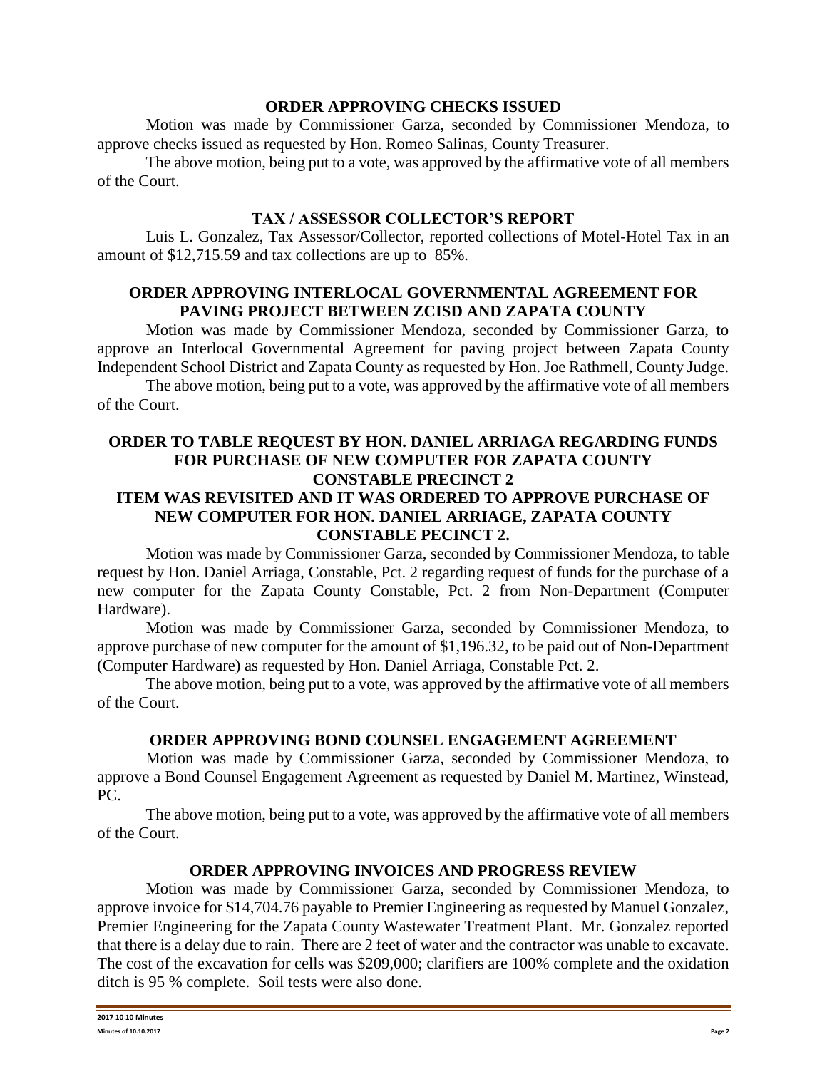**ORDER APPROVING CHECKS ISSUED**

Motion was made by Commissioner Garza, seconded by Commissioner Mendoza, to approve checks issued as requested by Hon. Romeo Salinas, County Treasurer.

The above motion, being put to a vote, was approved by the affirmative vote of all members of the Court.

**TAX / ASSESSOR COLLECTOR'S REPORT**

Luis L. Gonzalez, Tax Assessor/Collector, reported collections of Motel-Hotel Tax in an amount of $12,715.59 and tax collections are up to 85%.

**ORDER APPROVING INTERLOCAL GOVERNMENTAL AGREEMENT FOR PAVING PROJECT BETWEEN ZCISD AND ZAPATA COUNTY**

Motion was made by Commissioner Mendoza, seconded by Commissioner Garza, to approve an Interlocal Governmental Agreement for paving project between Zapata County Independent School District and Zapata County as requested by Hon. Joe Rathmell, County Judge.

The above motion, being put to a vote, was approved by the affirmative vote of all members of the Court.

**ORDER TO TABLE REQUEST BY HON. DANIEL ARRIAGA REGARDING FUNDS FOR PURCHASE OF NEW COMPUTER FOR ZAPATA COUNTY CONSTABLE PRECINCT 2**
**ITEM WAS REVISITED AND IT WAS ORDERED TO APPROVE PURCHASE OF NEW COMPUTER FOR HON. DANIEL ARRIAGE, ZAPATA COUNTY CONSTABLE PECINCT 2.**

Motion was made by Commissioner Garza, seconded by Commissioner Mendoza, to table request by Hon. Daniel Arriaga, Constable, Pct. 2 regarding request of funds for the purchase of a new computer for the Zapata County Constable, Pct. 2 from Non-Department (Computer Hardware).

Motion was made by Commissioner Garza, seconded by Commissioner Mendoza, to approve purchase of new computer for the amount of $1,196.32, to be paid out of Non-Department (Computer Hardware) as requested by Hon. Daniel Arriaga, Constable Pct. 2.

The above motion, being put to a vote, was approved by the affirmative vote of all members of the Court.

**ORDER APPROVING BOND COUNSEL ENGAGEMENT AGREEMENT**

Motion was made by Commissioner Garza, seconded by Commissioner Mendoza, to approve a Bond Counsel Engagement Agreement as requested by Daniel M. Martinez, Winstead, PC.

The above motion, being put to a vote, was approved by the affirmative vote of all members of the Court.

**ORDER APPROVING INVOICES AND PROGRESS REVIEW**

Motion was made by Commissioner Garza, seconded by Commissioner Mendoza, to approve invoice for $14,704.76 payable to Premier Engineering as requested by Manuel Gonzalez, Premier Engineering for the Zapata County Wastewater Treatment Plant. Mr. Gonzalez reported that there is a delay due to rain. There are 2 feet of water and the contractor was unable to excavate. The cost of the excavation for cells was $209,000; clarifiers are 100% complete and the oxidation ditch is 95 % complete. Soil tests were also done.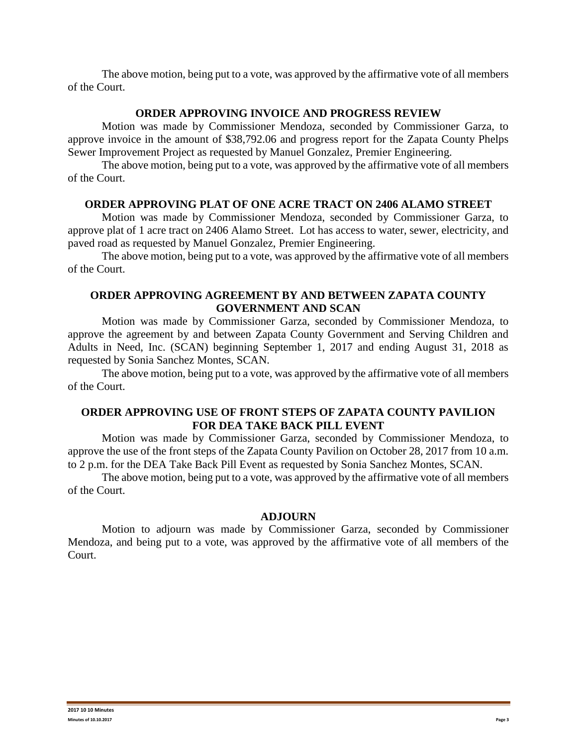The above motion, being put to a vote, was approved by the affirmative vote of all members of the Court.

## ORDER APPROVING INVOICE AND PROGRESS REVIEW

Motion was made by Commissioner Mendoza, seconded by Commissioner Garza, to approve invoice in the amount of $38,792.06 and progress report for the Zapata County Phelps Sewer Improvement Project as requested by Manuel Gonzalez, Premier Engineering.

The above motion, being put to a vote, was approved by the affirmative vote of all members of the Court.

## ORDER APPROVING PLAT OF ONE ACRE TRACT ON 2406 ALAMO STREET

Motion was made by Commissioner Mendoza, seconded by Commissioner Garza, to approve plat of 1 acre tract on 2406 Alamo Street. Lot has access to water, sewer, electricity, and paved road as requested by Manuel Gonzalez, Premier Engineering.

The above motion, being put to a vote, was approved by the affirmative vote of all members of the Court.

## ORDER APPROVING AGREEMENT BY AND BETWEEN ZAPATA COUNTY GOVERNMENT AND SCAN

Motion was made by Commissioner Garza, seconded by Commissioner Mendoza, to approve the agreement by and between Zapata County Government and Serving Children and Adults in Need, Inc. (SCAN) beginning September 1, 2017 and ending August 31, 2018 as requested by Sonia Sanchez Montes, SCAN.

The above motion, being put to a vote, was approved by the affirmative vote of all members of the Court.

## ORDER APPROVING USE OF FRONT STEPS OF ZAPATA COUNTY PAVILION FOR DEA TAKE BACK PILL EVENT

Motion was made by Commissioner Garza, seconded by Commissioner Mendoza, to approve the use of the front steps of the Zapata County Pavilion on October 28, 2017 from 10 a.m. to 2 p.m. for the DEA Take Back Pill Event as requested by Sonia Sanchez Montes, SCAN.

The above motion, being put to a vote, was approved by the affirmative vote of all members of the Court.

## ADJOURN

Motion to adjourn was made by Commissioner Garza, seconded by Commissioner Mendoza, and being put to a vote, was approved by the affirmative vote of all members of the Court.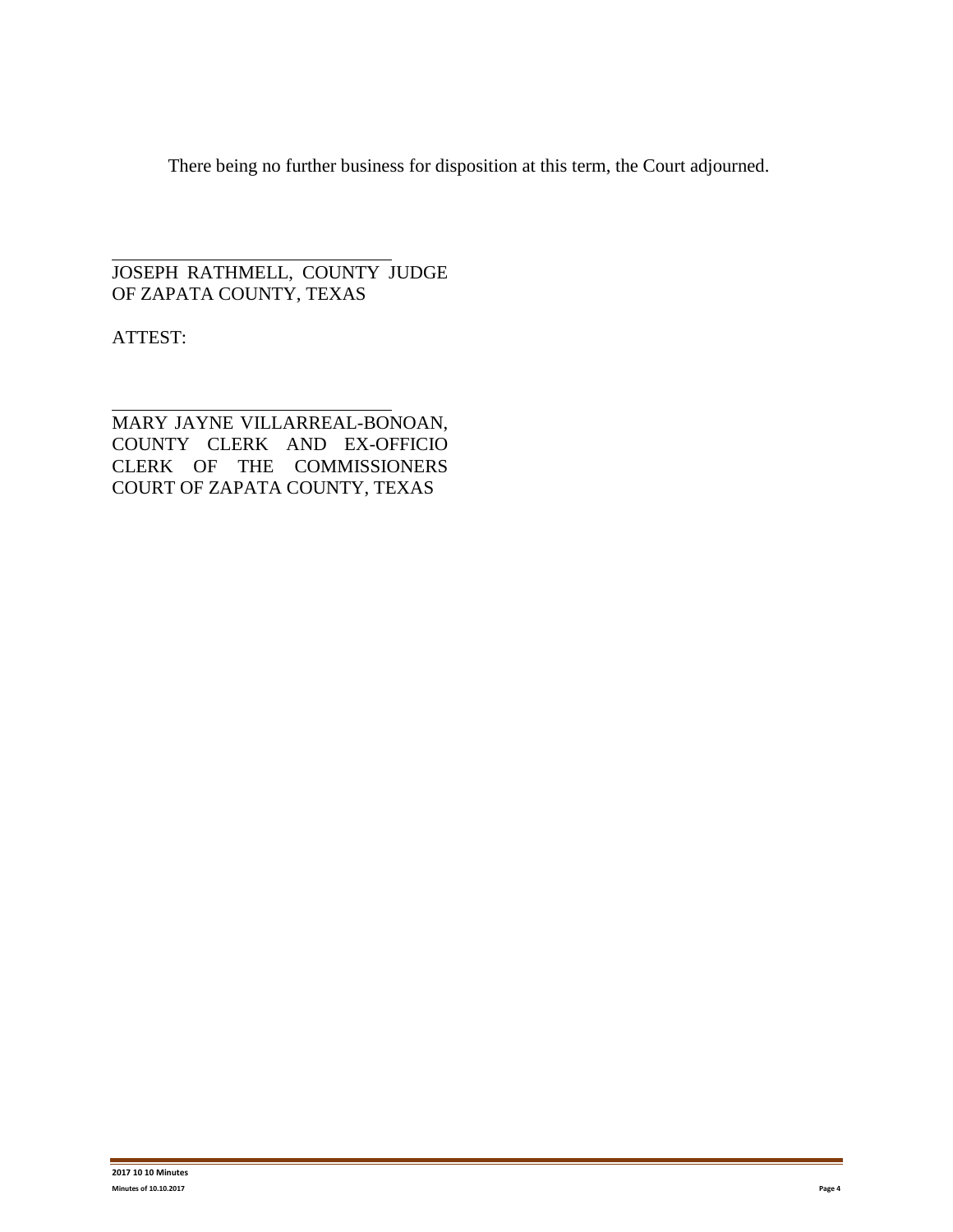There being no further business for disposition at this term, the Court adjourned.

\_\_\_\_\_\_\_\_\_\_\_\_\_\_\_\_\_\_\_\_\_\_\_\_\_\_\_\_\_\_

JOSEPH RATHMELL, COUNTY JUDGE OF ZAPATA COUNTY, TEXAS

ATTEST:

\_\_\_\_\_\_\_\_\_\_\_\_\_\_\_\_\_\_\_\_\_\_\_\_\_\_\_\_\_\_

MARY JAYNE VILLARREAL-BONOAN, COUNTY CLERK AND EX-OFFICIO CLERK OF THE COMMISSIONERS COURT OF ZAPATA COUNTY, TEXAS